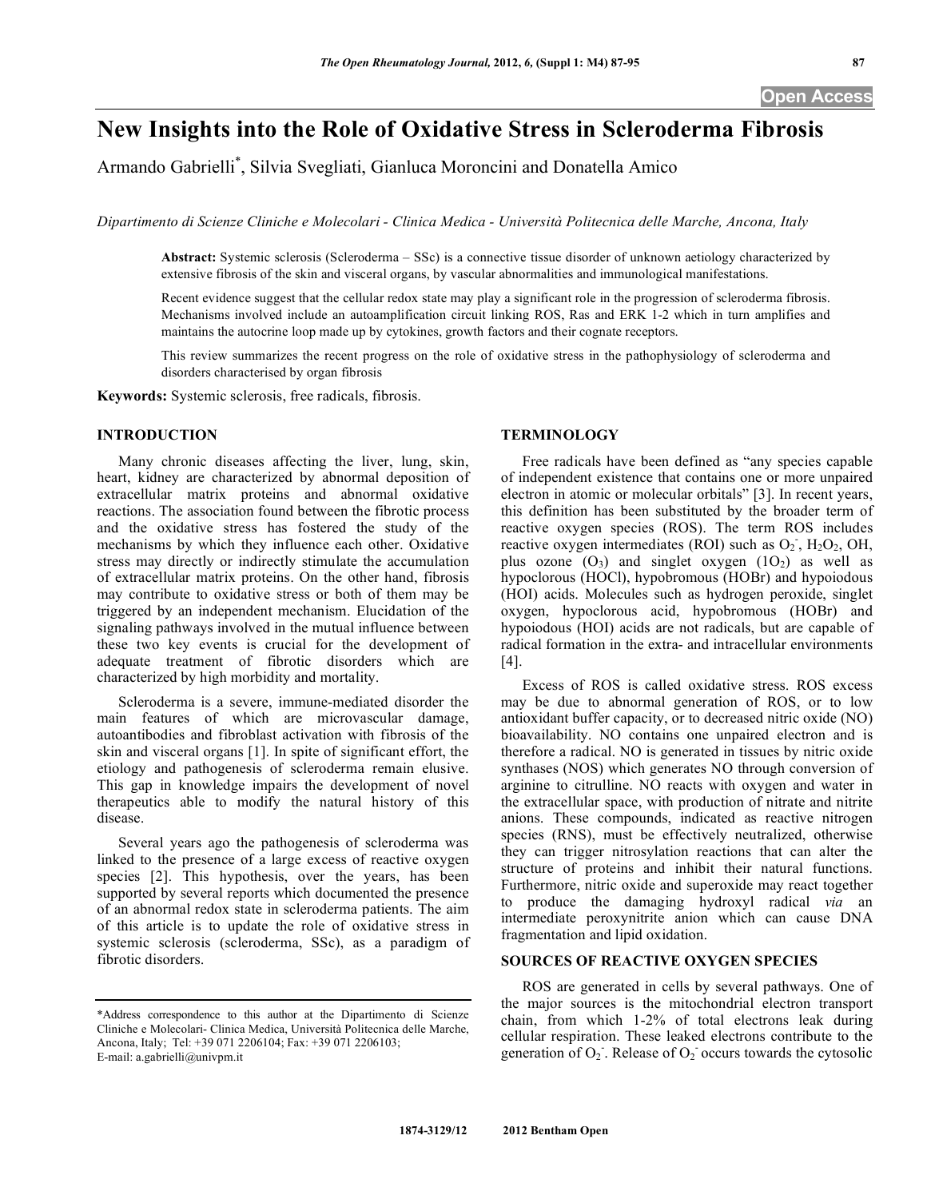# New Insights into the Role of Oxidative Stress in Scleroderma Fibrosis

Armando Gabrielli*, Silvia Svegliati, Gianluca Moroncini and Donatella Amico

*Dipartimento di Scienze Cliniche e Molecolari - Clinica Medica - Università Politecnica delle Marche, Ancona, Italy*

**Abstract:** Systemic sclerosis (Scleroderma – SSc) is a connective tissue disorder of unknown aetiology characterized by extensive fibrosis of the skin and visceral organs, by vascular abnormalities and immunological manifestations.

Recent evidence suggest that the cellular redox state may play a significant role in the progression of scleroderma fibrosis. Mechanisms involved include an autoamplification circuit linking ROS, Ras and ERK 1-2 which in turn amplifies and maintains the autocrine loop made up by cytokines, growth factors and their cognate receptors.

This review summarizes the recent progress on the role of oxidative stress in the pathophysiology of scleroderma and disorders characterised by organ fibrosis

**Keywords:** Systemic sclerosis, free radicals, fibrosis.

## INTRODUCTION

Many chronic diseases affecting the liver, lung, skin, heart, kidney are characterized by abnormal deposition of extracellular matrix proteins and abnormal oxidative reactions. The association found between the fibrotic process and the oxidative stress has fostered the study of the mechanisms by which they influence each other. Oxidative stress may directly or indirectly stimulate the accumulation of extracellular matrix proteins. On the other hand, fibrosis may contribute to oxidative stress or both of them may be triggered by an independent mechanism. Elucidation of the signaling pathways involved in the mutual influence between these two key events is crucial for the development of adequate treatment of fibrotic disorders which are characterized by high morbidity and mortality.

Scleroderma is a severe, immune-mediated disorder the main features of which are microvascular damage, autoantibodies and fibroblast activation with fibrosis of the skin and visceral organs [1]. In spite of significant effort, the etiology and pathogenesis of scleroderma remain elusive. This gap in knowledge impairs the development of novel therapeutics able to modify the natural history of this disease.

Several years ago the pathogenesis of scleroderma was linked to the presence of a large excess of reactive oxygen species [2]. This hypothesis, over the years, has been supported by several reports which documented the presence of an abnormal redox state in scleroderma patients. The aim of this article is to update the role of oxidative stress in systemic sclerosis (scleroderma, SSc), as a paradigm of fibrotic disorders.

*Address correspondence to this author at the Dipartimento di Scienze Cliniche e Molecolari- Clinica Medica, Università Politecnica delle Marche, Ancona, Italy; Tel: +39 071 2206104; Fax: +39 071 2206103; E-mail: a.gabrielli@univpm.it

## TERMINOLOGY

Free radicals have been defined as "any species capable of independent existence that contains one or more unpaired electron in atomic or molecular orbitals" [3]. In recent years, this definition has been substituted by the broader term of reactive oxygen species (ROS). The term ROS includes reactive oxygen intermediates (ROI) such as $O_2^-$, $H_2O_2$, OH, plus ozone ($O_3$) and singlet oxygen ($1O_2$) as well as hypoclorous (HOCl), hypobromous (HOBr) and hypoiodous (HOI) acids. Molecules such as hydrogen peroxide, singlet oxygen, hypoclorous acid, hypobromous (HOBr) and hypoiodous (HOI) acids are not radicals, but are capable of radical formation in the extra- and intracellular environments [4].

Excess of ROS is called oxidative stress. ROS excess may be due to abnormal generation of ROS, or to low antioxidant buffer capacity, or to decreased nitric oxide (NO) bioavailability. NO contains one unpaired electron and is therefore a radical. NO is generated in tissues by nitric oxide synthases (NOS) which generates NO through conversion of arginine to citrulline. NO reacts with oxygen and water in the extracellular space, with production of nitrate and nitrite anions. These compounds, indicated as reactive nitrogen species (RNS), must be effectively neutralized, otherwise they can trigger nitrosylation reactions that can alter the structure of proteins and inhibit their natural functions. Furthermore, nitric oxide and superoxide may react together to produce the damaging hydroxyl radical *via* an intermediate peroxynitrite anion which can cause DNA fragmentation and lipid oxidation.

## SOURCES OF REACTIVE OXYGEN SPECIES

ROS are generated in cells by several pathways. One of the major sources is the mitochondrial electron transport chain, from which 1-2% of total electrons leak during cellular respiration. These leaked electrons contribute to the generation of $O_2^-$. Release of $O_2^-$ occurs towards the cytosolic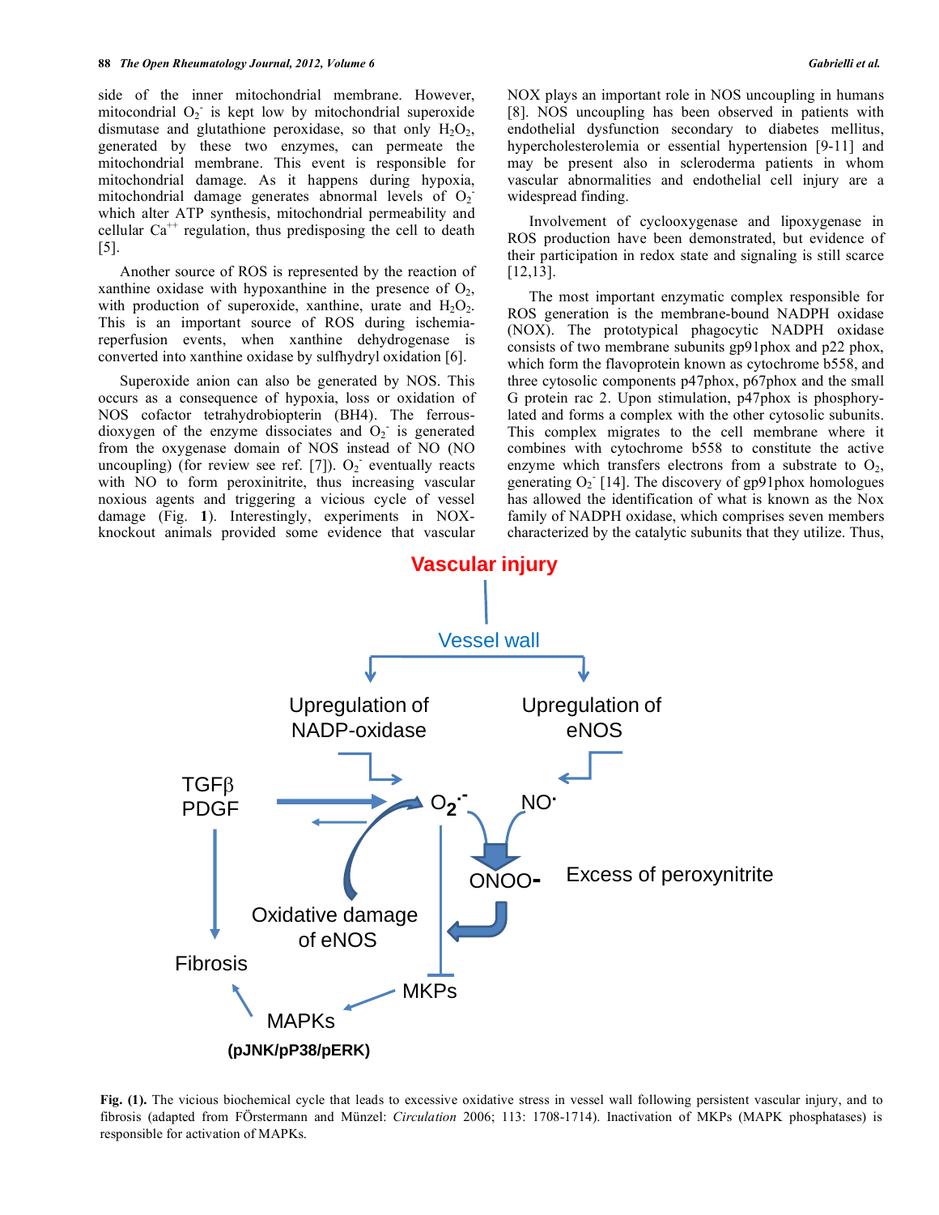side of the inner mitochondrial membrane. However, mitochondrial $O_2^-$ is kept low by mitochondrial superoxide dismutase and glutathione peroxidase, so that only $H_2O_2$, generated by these two enzymes, can permeate the mitochondrial membrane. This event is responsible for mitochondrial damage. As it happens during hypoxia, mitochondrial damage generates abnormal levels of $O_2^-$ which alter ATP synthesis, mitochondrial permeability and cellular $Ca^{++}$ regulation, thus predisposing the cell to death [5].

Another source of ROS is represented by the reaction of xanthine oxidase with hypoxanthine in the presence of $O_2$, with production of superoxide, xanthine, urate and $H_2O_2$. This is an important source of ROS during ischemia-reperfusion events, when xanthine dehydrogenase is converted into xanthine oxidase by sulfhydryl oxidation [6].

Superoxide anion can also be generated by NOS. This occurs as a consequence of hypoxia, loss or oxidation of NOS cofactor tetrahydrobiopterin (BH4). The ferrous-dioxygen of the enzyme dissociates and $O_2^-$ is generated from the oxygenase domain of NOS instead of NO (NO uncoupling) (for review see ref. [7]). $O_2^-$ eventually reacts with NO to form peroxinitrite, thus increasing vascular noxious agents and triggering a vicious cycle of vessel damage (Fig. **1**). Interestingly, experiments in NOX-knockout animals provided some evidence that vascular NOX plays an important role in NOS uncoupling in humans [8]. NOS uncoupling has been observed in patients with endothelial dysfunction secondary to diabetes mellitus, hypercholesterolemia or essential hypertension [9-11] and may be present also in scleroderma patients in whom vascular abnormalities and endothelial cell injury are a widespread finding.

Involvement of cyclooxygenase and lipoxygenase in ROS production have been demonstrated, but evidence of their participation in redox state and signaling is still scarce [12,13].

The most important enzymatic complex responsible for ROS generation is the membrane-bound NADPH oxidase (NOX). The prototypical phagocytic NADPH oxidase consists of two membrane subunits gp91phox and p22 phox, which form the flavoprotein known as cytochrome b558, and three cytosolic components p47phox, p67phox and the small G protein rac 2. Upon stimulation, p47phox is phosphorylated and forms a complex with the other cytosolic subunits. This complex migrates to the cell membrane where it combines with cytochrome b558 to constitute the active enzyme which transfers electrons from a substrate to $O_2$, generating $O_2^-$ [14]. The discovery of gp91phox homologues has allowed the identification of what is known as the Nox family of NADPH oxidase, which comprises seven members characterized by the catalytic subunits that they utilize. Thus,

**Fig. (1).** The vicious biochemical cycle that leads to excessive oxidative stress in vessel wall following persistent vascular injury, and to fibrosis (adapted from FÖrstermann and Münzel: *Circulation* 2006; 113: 1708-1714). Inactivation of MKPs (MAPK phosphatases) is responsible for activation of MAPKs.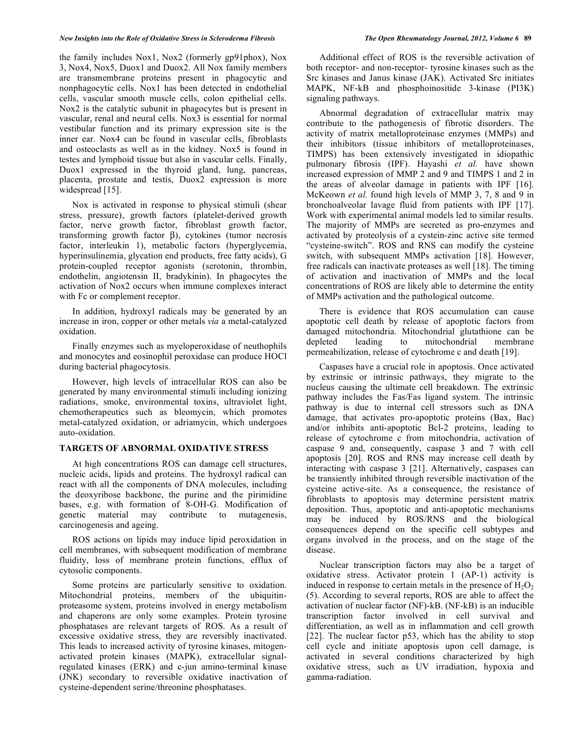the family includes Nox1, Nox2 (formerly gp91phox), Nox 3, Nox4, Nox5, Duox1 and Duox2. All Nox family members are transmembrane proteins present in phagocytic and nonphagocytic cells. Nox1 has been detected in endothelial cells, vascular smooth muscle cells, colon epithelial cells. Nox2 is the catalytic subunit in phagocytes but is present in vascular, renal and neural cells. Nox3 is essential for normal vestibular function and its primary expression site is the inner ear. Nox4 can be found in vascular cells, fibroblasts and osteoclasts as well as in the kidney. Nox5 is found in testes and lymphoid tissue but also in vascular cells. Finally, Duox1 expressed in the thyroid gland, lung, pancreas, placenta, prostate and testis, Duox2 expression is more widespread [15].

Nox is activated in response to physical stimuli (shear stress, pressure), growth factors (platelet-derived growth factor, nerve growth factor, fibroblast growth factor, transforming growth factor β), cytokines (tumor necrosis factor, interleukin 1), metabolic factors (hyperglycemia, hyperinsulinemia, glycation end products, free fatty acids), G protein-coupled receptor agonists (serotonin, thrombin, endothelin, angiotensin II, bradykinin). In phagocytes the activation of Nox2 occurs when immune complexes interact with Fc or complement receptor.

In addition, hydroxyl radicals may be generated by an increase in iron, copper or other metals *via* a metal-catalyzed oxidation.

Finally enzymes such as myeloperoxidase of neuthophils and monocytes and eosinophil peroxidase can produce HOCl during bacterial phagocytosis.

However, high levels of intracellular ROS can also be generated by many environmental stimuli including ionizing radiations, smoke, environmental toxins, ultraviolet light, chemotherapeutics such as bleomycin, which promotes metal-catalyzed oxidation, or adriamycin, which undergoes auto-oxidation.

## TARGETS OF ABNORMAL OXIDATIVE STRESS

At high concentrations ROS can damage cell structures, nucleic acids, lipids and proteins. The hydroxyl radical can react with all the components of DNA molecules, including the deoxyribose backbone, the purine and the pirimidine bases, e.g. with formation of 8-OH-G. Modification of genetic material may contribute to mutagenesis, carcinogenesis and ageing.

ROS actions on lipids may induce lipid peroxidation in cell membranes, with subsequent modification of membrane fluidity, loss of membrane protein functions, efflux of cytosolic components.

Some proteins are particularly sensitive to oxidation. Mitochondrial proteins, members of the ubiquitin-proteasome system, proteins involved in energy metabolism and chaperons are only some examples. Protein tyrosine phosphatases are relevant targets of ROS. As a result of excessive oxidative stress, they are reversibly inactivated. This leads to increased activity of tyrosine kinases, mitogen-activated protein kinases (MAPK), extracellular signal-regulated kinases (ERK) and c-jun amino-terminal kinase (JNK) secondary to reversible oxidative inactivation of cysteine-dependent serine/threonine phosphatases.

Additional effect of ROS is the reversible activation of both receptor- and non-receptor- tyrosine kinases such as the Src kinases and Janus kinase (JAK). Activated Src initiates MAPK, NF-kB and phosphoinositide 3-kinase (PI3K) signaling pathways.

Abnormal degradation of extracellular matrix may contribute to the pathogenesis of fibrotic disorders. The activity of matrix metalloproteinase enzymes (MMPs) and their inhibitors (tissue inhibitors of metalloproteinases, TIMPS) has been extensively investigated in idiopathic pulmonary fibrosis (IPF). Hayashi *et al.* have shown increased expression of MMP 2 and 9 and TIMPS 1 and 2 in the areas of alveolar damage in patients with IPF [16]. McKeown *et al.* found high levels of MMP 3, 7, 8 and 9 in bronchoalveolar lavage fluid from patients with IPF [17]. Work with experimental animal models led to similar results. The majority of MMPs are secreted as pro-enzymes and activated by proteolysis of a cystein-zinc active site termed "cysteine-switch". ROS and RNS can modify the cysteine switch, with subsequent MMPs activation [18]. However, free radicals can inactivate proteases as well [18]. The timing of activation and inactivation of MMPs and the local concentrations of ROS are likely able to determine the entity of MMPs activation and the pathological outcome.

There is evidence that ROS accumulation can cause apoptotic cell death by release of apoptotic factors from damaged mitochondria. Mitochondrial glutathione can be depleted leading to mitochondrial membrane permeabilization, release of cytochrome c and death [19].

Caspases have a crucial role in apoptosis. Once activated by extrinsic or intrinsic pathways, they migrate to the nucleus causing the ultimate cell breakdown. The extrinsic pathway includes the Fas/Fas ligand system. The intrinsic pathway is due to internal cell stressors such as DNA damage, that activates pro-apoptotic proteins (Bax, Bac) and/or inhibits anti-apoptotic Bcl-2 proteins, leading to release of cytochrome c from mitochondria, activation of caspase 9 and, consequently, caspase 3 and 7 with cell apoptosis [20]. ROS and RNS may increase cell death by interacting with caspase 3 [21]. Alternatively, caspases can be transiently inhibited through reversible inactivation of the cysteine active-site. As a consequence, the resistance of fibroblasts to apoptosis may determine persistent matrix deposition. Thus, apoptotic and anti-apoptotic mechanisms may be induced by ROS/RNS and the biological consequences depend on the specific cell subtypes and organs involved in the process, and on the stage of the disease.

Nuclear transcription factors may also be a target of oxidative stress. Activator protein 1 (AP-1) activity is induced in response to certain metals in the presence of $H_2O_2$ (5). According to several reports, ROS are able to affect the activation of nuclear factor (NF)-kB. (NF-kB) is an inducible transcription factor involved in cell survival and differentiation, as well as in inflammation and cell growth [22]. The nuclear factor p53, which has the ability to stop cell cycle and initiate apoptosis upon cell damage, is activated in several conditions characterized by high oxidative stress, such as UV irradiation, hypoxia and gamma-radiation.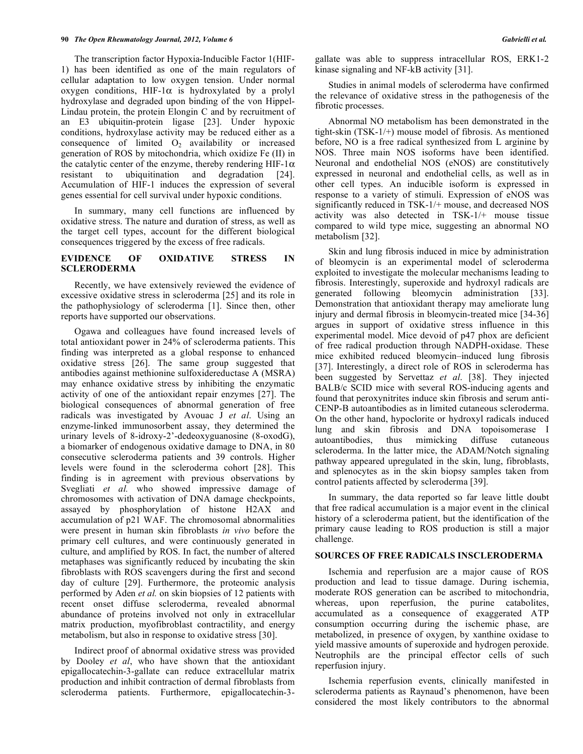The transcription factor Hypoxia-Inducible Factor 1(HIF-1) has been identified as one of the main regulators of cellular adaptation to low oxygen tension. Under normal oxygen conditions, HIF-1$\alpha$ is hydroxylated by a prolyl hydroxylase and degraded upon binding of the von Hippel-Lindau protein, the protein Elongin C and by recruitment of an E3 ubiquitin-protein ligase [23]. Under hypoxic conditions, hydroxylase activity may be reduced either as a consequence of limited $O_2$ availability or increased generation of ROS by mitochondria, which oxidize Fe (II) in the catalytic center of the enzyme, thereby rendering HIF-1$\alpha$ resistant to ubiquitination and degradation [24]. Accumulation of HIF-1 induces the expression of several genes essential for cell survival under hypoxic conditions.

In summary, many cell functions are influenced by oxidative stress. The nature and duration of stress, as well as the target cell types, account for the different biological consequences triggered by the excess of free radicals.

## EVIDENCE OF OXIDATIVE STRESS IN SCLERODERMA

Recently, we have extensively reviewed the evidence of excessive oxidative stress in scleroderma [25] and its role in the pathophysiology of scleroderma [1]. Since then, other reports have supported our observations.

Ogawa and colleagues have found increased levels of total antioxidant power in 24% of scleroderma patients. This finding was interpreted as a global response to enhanced oxidative stress [26]. The same group suggested that antibodies against methionine sulfoxidereductase A (MSRA) may enhance oxidative stress by inhibiting the enzymatic activity of one of the antioxidant repair enzymes [27]. The biological consequences of abnormal generation of free radicals was investigated by Avouac J *et al*. Using an enzyme-linked immunosorbent assay, they determined the urinary levels of 8-idroxy-2'-dedeoxyguanosine (8-oxodG), a biomarker of endogenous oxidative damage to DNA, in 80 consecutive scleroderma patients and 39 controls. Higher levels were found in the scleroderma cohort [28]. This finding is in agreement with previous observations by Svegliati *et al.* who showed impressive damage of chromosomes with activation of DNA damage checkpoints, assayed by phosphorylation of histone H2AX and accumulation of p21 WAF. The chromosomal abnormalities were present in human skin fibroblasts *in vivo* before the primary cell cultures, and were continuously generated in culture, and amplified by ROS. In fact, the number of altered metaphases was significantly reduced by incubating the skin fibroblasts with ROS scavengers during the first and second day of culture [29]. Furthermore, the proteomic analysis performed by Aden *et al.* on skin biopsies of 12 patients with recent onset diffuse scleroderma, revealed abnormal abundance of proteins involved not only in extracellular matrix production, myofibroblast contractility, and energy metabolism, but also in response to oxidative stress [30].

Indirect proof of abnormal oxidative stress was provided by Dooley *et al*, who have shown that the antioxidant epigallocatechin-3-gallate can reduce extracellular matrix production and inhibit contraction of dermal fibroblasts from scleroderma patients. Furthermore, epigallocatechin-3-gallate was able to suppress intracellular ROS, ERK1-2 kinase signaling and NF-kB activity [31].

Studies in animal models of scleroderma have confirmed the relevance of oxidative stress in the pathogenesis of the fibrotic processes.

Abnormal NO metabolism has been demonstrated in the tight-skin (TSK-1/+) mouse model of fibrosis. As mentioned before, NO is a free radical synthesized from L arginine by NOS. Three main NOS isoforms have been identified. Neuronal and endothelial NOS (eNOS) are constitutively expressed in neuronal and endothelial cells, as well as in other cell types. An inducible isoform is expressed in response to a variety of stimuli. Expression of eNOS was significantly reduced in TSK-1/+ mouse, and decreased NOS activity was also detected in TSK-1/+ mouse tissue compared to wild type mice, suggesting an abnormal NO metabolism [32].

Skin and lung fibrosis induced in mice by administration of bleomycin is an experimental model of scleroderma exploited to investigate the molecular mechanisms leading to fibrosis. Interestingly, superoxide and hydroxyl radicals are generated following bleomycin administration [33]. Demonstration that antioxidant therapy may ameliorate lung injury and dermal fibrosis in bleomycin-treated mice [34-36] argues in support of oxidative stress influence in this experimental model. Mice devoid of p47 phox are deficient of free radical production through NADPH-oxidase. These mice exhibited reduced bleomycin–induced lung fibrosis [37]. Interestingly, a direct role of ROS in scleroderma has been suggested by Servettaz *et al*. [38]. They injected BALB/c SCID mice with several ROS-inducing agents and found that peroxynitrites induce skin fibrosis and serum anti-CENP-B autoantibodies as in limited cutaneous scleroderma. On the other hand, hypoclorite or hydroxyl radicals induced lung and skin fibrosis and DNA topoisomerase I autoantibodies, thus mimicking diffuse cutaneous scleroderma. In the latter mice, the ADAM/Notch signaling pathway appeared upregulated in the skin, lung, fibroblasts, and splenocytes as in the skin biopsy samples taken from control patients affected by scleroderma [39].

In summary, the data reported so far leave little doubt that free radical accumulation is a major event in the clinical history of a scleroderma patient, but the identification of the primary cause leading to ROS production is still a major challenge.

## SOURCES OF FREE RADICALS INSCLERODERMA

Ischemia and reperfusion are a major cause of ROS production and lead to tissue damage. During ischemia, moderate ROS generation can be ascribed to mitochondria, whereas, upon reperfusion, the purine catabolites, accumulated as a consequence of exaggerated ATP consumption occurring during the ischemic phase, are metabolized, in presence of oxygen, by xanthine oxidase to yield massive amounts of superoxide and hydrogen peroxide. Neutrophils are the principal effector cells of such reperfusion injury.

Ischemia reperfusion events, clinically manifested in scleroderma patients as Raynaud's phenomenon, have been considered the most likely contributors to the abnormal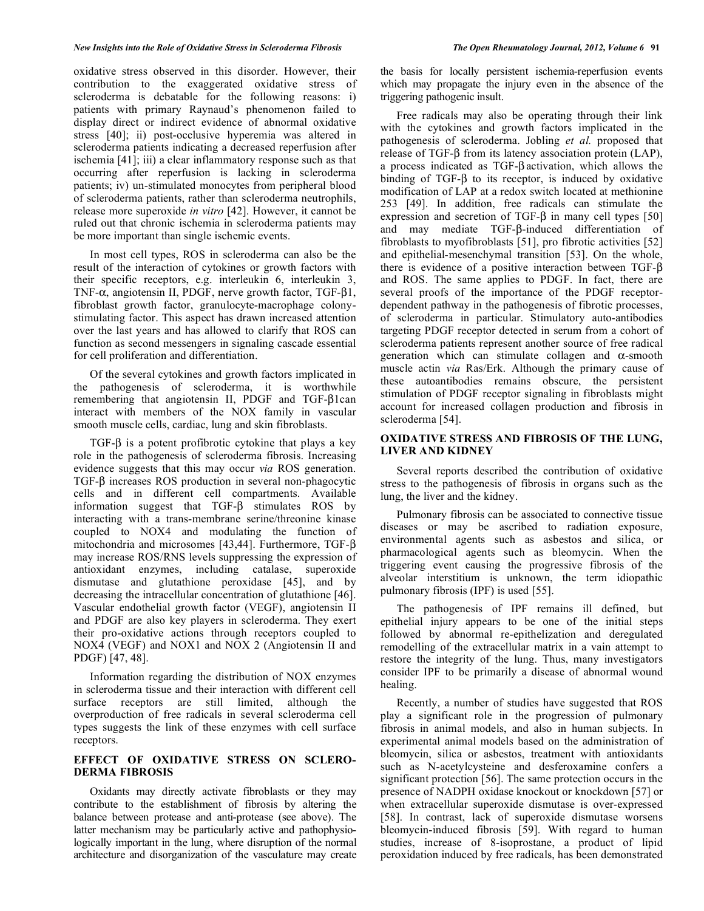oxidative stress observed in this disorder. However, their contribution to the exaggerated oxidative stress of scleroderma is debatable for the following reasons: i) patients with primary Raynaud's phenomenon failed to display direct or indirect evidence of abnormal oxidative stress [40]; ii) post-occlusive hyperemia was altered in scleroderma patients indicating a decreased reperfusion after ischemia [41]; iii) a clear inflammatory response such as that occurring after reperfusion is lacking in scleroderma patients; iv) un-stimulated monocytes from peripheral blood of scleroderma patients, rather than scleroderma neutrophils, release more superoxide *in vitro* [42]. However, it cannot be ruled out that chronic ischemia in scleroderma patients may be more important than single ischemic events.

In most cell types, ROS in scleroderma can also be the result of the interaction of cytokines or growth factors with their specific receptors, e.g. interleukin 6, interleukin 3, TNF-α, angiotensin II, PDGF, nerve growth factor, TGF-β1, fibroblast growth factor, granulocyte-macrophage colony-stimulating factor. This aspect has drawn increased attention over the last years and has allowed to clarify that ROS can function as second messengers in signaling cascade essential for cell proliferation and differentiation.

Of the several cytokines and growth factors implicated in the pathogenesis of scleroderma, it is worthwhile remembering that angiotensin II, PDGF and TGF-β1can interact with members of the NOX family in vascular smooth muscle cells, cardiac, lung and skin fibroblasts.

TGF-β is a potent profibrotic cytokine that plays a key role in the pathogenesis of scleroderma fibrosis. Increasing evidence suggests that this may occur *via* ROS generation. TGF-β increases ROS production in several non-phagocytic cells and in different cell compartments. Available information suggest that TGF-β stimulates ROS by interacting with a trans-membrane serine/threonine kinase coupled to NOX4 and modulating the function of mitochondria and microsomes [43,44]. Furthermore, TGF-β may increase ROS/RNS levels suppressing the expression of antioxidant enzymes, including catalase, superoxide dismutase and glutathione peroxidase [45], and by decreasing the intracellular concentration of glutathione [46]. Vascular endothelial growth factor (VEGF), angiotensin II and PDGF are also key players in scleroderma. They exert their pro-oxidative actions through receptors coupled to NOX4 (VEGF) and NOX1 and NOX 2 (Angiotensin II and PDGF) [47, 48].

Information regarding the distribution of NOX enzymes in scleroderma tissue and their interaction with different cell surface receptors are still limited, although the overproduction of free radicals in several scleroderma cell types suggests the link of these enzymes with cell surface receptors.

## EFFECT OF OXIDATIVE STRESS ON SCLERODERMA FIBROSIS

Oxidants may directly activate fibroblasts or they may contribute to the establishment of fibrosis by altering the balance between protease and anti-protease (see above). The latter mechanism may be particularly active and pathophysiologically important in the lung, where disruption of the normal architecture and disorganization of the vasculature may create the basis for locally persistent ischemia-reperfusion events which may propagate the injury even in the absence of the triggering pathogenic insult.

Free radicals may also be operating through their link with the cytokines and growth factors implicated in the pathogenesis of scleroderma. Jobling *et al.* proposed that release of TGF-β from its latency association protein (LAP), a process indicated as TGF-β activation, which allows the binding of TGF-β to its receptor, is induced by oxidative modification of LAP at a redox switch located at methionine 253 [49]. In addition, free radicals can stimulate the expression and secretion of TGF-β in many cell types [50] and may mediate TGF-β-induced differentiation of fibroblasts to myofibroblasts [51], pro fibrotic activities [52] and epithelial-mesenchymal transition [53]. On the whole, there is evidence of a positive interaction between TGF-β and ROS. The same applies to PDGF. In fact, there are several proofs of the importance of the PDGF receptor-dependent pathway in the pathogenesis of fibrotic processes, of scleroderma in particular. Stimulatory auto-antibodies targeting PDGF receptor detected in serum from a cohort of scleroderma patients represent another source of free radical generation which can stimulate collagen and α-smooth muscle actin *via* Ras/Erk. Although the primary cause of these autoantibodies remains obscure, the persistent stimulation of PDGF receptor signaling in fibroblasts might account for increased collagen production and fibrosis in scleroderma [54].

## OXIDATIVE STRESS AND FIBROSIS OF THE LUNG, LIVER AND KIDNEY

Several reports described the contribution of oxidative stress to the pathogenesis of fibrosis in organs such as the lung, the liver and the kidney.

Pulmonary fibrosis can be associated to connective tissue diseases or may be ascribed to radiation exposure, environmental agents such as asbestos and silica, or pharmacological agents such as bleomycin. When the triggering event causing the progressive fibrosis of the alveolar interstitium is unknown, the term idiopathic pulmonary fibrosis (IPF) is used [55].

The pathogenesis of IPF remains ill defined, but epithelial injury appears to be one of the initial steps followed by abnormal re-epithelization and deregulated remodelling of the extracellular matrix in a vain attempt to restore the integrity of the lung. Thus, many investigators consider IPF to be primarily a disease of abnormal wound healing.

Recently, a number of studies have suggested that ROS play a significant role in the progression of pulmonary fibrosis in animal models, and also in human subjects. In experimental animal models based on the administration of bleomycin, silica or asbestos, treatment with antioxidants such as N-acetylcysteine and desferoxamine confers a significant protection [56]. The same protection occurs in the presence of NADPH oxidase knockout or knockdown [57] or when extracellular superoxide dismutase is over-expressed [58]. In contrast, lack of superoxide dismutase worsens bleomycin-induced fibrosis [59]. With regard to human studies, increase of 8-isoprostane, a product of lipid peroxidation induced by free radicals, has been demonstrated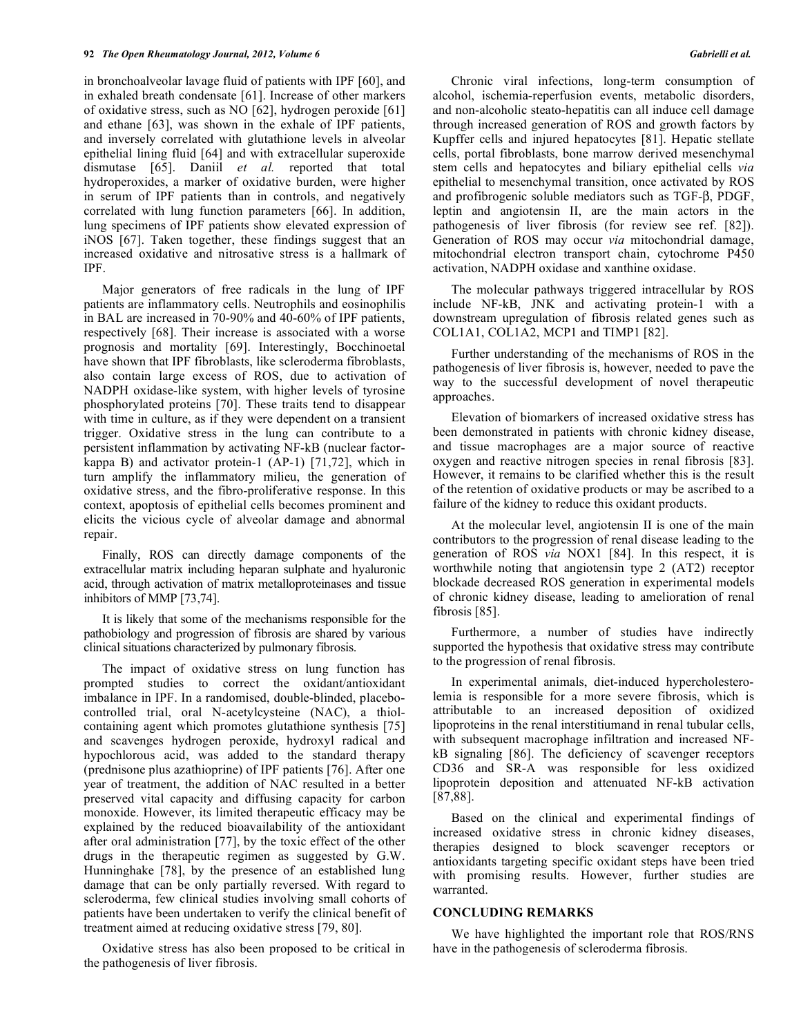in bronchoalveolar lavage fluid of patients with IPF [60], and in exhaled breath condensate [61]. Increase of other markers of oxidative stress, such as NO [62], hydrogen peroxide [61] and ethane [63], was shown in the exhale of IPF patients, and inversely correlated with glutathione levels in alveolar epithelial lining fluid [64] and with extracellular superoxide dismutase [65]. Daniil *et al.* reported that total hydroperoxides, a marker of oxidative burden, were higher in serum of IPF patients than in controls, and negatively correlated with lung function parameters [66]. In addition, lung specimens of IPF patients show elevated expression of iNOS [67]. Taken together, these findings suggest that an increased oxidative and nitrosative stress is a hallmark of IPF.

Major generators of free radicals in the lung of IPF patients are inflammatory cells. Neutrophils and eosinophilis in BAL are increased in 70-90% and 40-60% of IPF patients, respectively [68]. Their increase is associated with a worse prognosis and mortality [69]. Interestingly, Bocchinoetal have shown that IPF fibroblasts, like scleroderma fibroblasts, also contain large excess of ROS, due to activation of NADPH oxidase-like system, with higher levels of tyrosine phosphorylated proteins [70]. These traits tend to disappear with time in culture, as if they were dependent on a transient trigger. Oxidative stress in the lung can contribute to a persistent inflammation by activating NF-kB (nuclear factor-kappa B) and activator protein-1 (AP-1) [71,72], which in turn amplify the inflammatory milieu, the generation of oxidative stress, and the fibro-proliferative response. In this context, apoptosis of epithelial cells becomes prominent and elicits the vicious cycle of alveolar damage and abnormal repair.

Finally, ROS can directly damage components of the extracellular matrix including heparan sulphate and hyaluronic acid, through activation of matrix metalloproteinases and tissue inhibitors of MMP [73,74].

It is likely that some of the mechanisms responsible for the pathobiology and progression of fibrosis are shared by various clinical situations characterized by pulmonary fibrosis.

The impact of oxidative stress on lung function has prompted studies to correct the oxidant/antioxidant imbalance in IPF. In a randomised, double-blinded, placebo-controlled trial, oral N-acetylcysteine (NAC), a thiol-containing agent which promotes glutathione synthesis [75] and scavenges hydrogen peroxide, hydroxyl radical and hypochlorous acid, was added to the standard therapy (prednisone plus azathioprine) of IPF patients [76]. After one year of treatment, the addition of NAC resulted in a better preserved vital capacity and diffusing capacity for carbon monoxide. However, its limited therapeutic efficacy may be explained by the reduced bioavailability of the antioxidant after oral administration [77], by the toxic effect of the other drugs in the therapeutic regimen as suggested by G.W. Hunninghake [78], by the presence of an established lung damage that can be only partially reversed. With regard to scleroderma, few clinical studies involving small cohorts of patients have been undertaken to verify the clinical benefit of treatment aimed at reducing oxidative stress [79, 80].

Oxidative stress has also been proposed to be critical in the pathogenesis of liver fibrosis.

Chronic viral infections, long-term consumption of alcohol, ischemia-reperfusion events, metabolic disorders, and non-alcoholic steato-hepatitis can all induce cell damage through increased generation of ROS and growth factors by Kupffer cells and injured hepatocytes [81]. Hepatic stellate cells, portal fibroblasts, bone marrow derived mesenchymal stem cells and hepatocytes and biliary epithelial cells *via* epithelial to mesenchymal transition, once activated by ROS and profibrogenic soluble mediators such as TGF-β, PDGF, leptin and angiotensin II, are the main actors in the pathogenesis of liver fibrosis (for review see ref. [82]). Generation of ROS may occur *via* mitochondrial damage, mitochondrial electron transport chain, cytochrome P450 activation, NADPH oxidase and xanthine oxidase.

The molecular pathways triggered intracellular by ROS include NF-kB, JNK and activating protein-1 with a downstream upregulation of fibrosis related genes such as COL1A1, COL1A2, MCP1 and TIMP1 [82].

Further understanding of the mechanisms of ROS in the pathogenesis of liver fibrosis is, however, needed to pave the way to the successful development of novel therapeutic approaches.

Elevation of biomarkers of increased oxidative stress has been demonstrated in patients with chronic kidney disease, and tissue macrophages are a major source of reactive oxygen and reactive nitrogen species in renal fibrosis [83]. However, it remains to be clarified whether this is the result of the retention of oxidative products or may be ascribed to a failure of the kidney to reduce this oxidant products.

At the molecular level, angiotensin II is one of the main contributors to the progression of renal disease leading to the generation of ROS *via* NOX1 [84]. In this respect, it is worthwhile noting that angiotensin type 2 (AT2) receptor blockade decreased ROS generation in experimental models of chronic kidney disease, leading to amelioration of renal fibrosis [85].

Furthermore, a number of studies have indirectly supported the hypothesis that oxidative stress may contribute to the progression of renal fibrosis.

In experimental animals, diet-induced hypercholesterolemia is responsible for a more severe fibrosis, which is attributable to an increased deposition of oxidized lipoproteins in the renal interstitiumand in renal tubular cells, with subsequent macrophage infiltration and increased NF-kB signaling [86]. The deficiency of scavenger receptors CD36 and SR-A was responsible for less oxidized lipoprotein deposition and attenuated NF-kB activation [87,88].

Based on the clinical and experimental findings of increased oxidative stress in chronic kidney diseases, therapies designed to block scavenger receptors or antioxidants targeting specific oxidant steps have been tried with promising results. However, further studies are warranted.

## CONCLUDING REMARKS

We have highlighted the important role that ROS/RNS have in the pathogenesis of scleroderma fibrosis.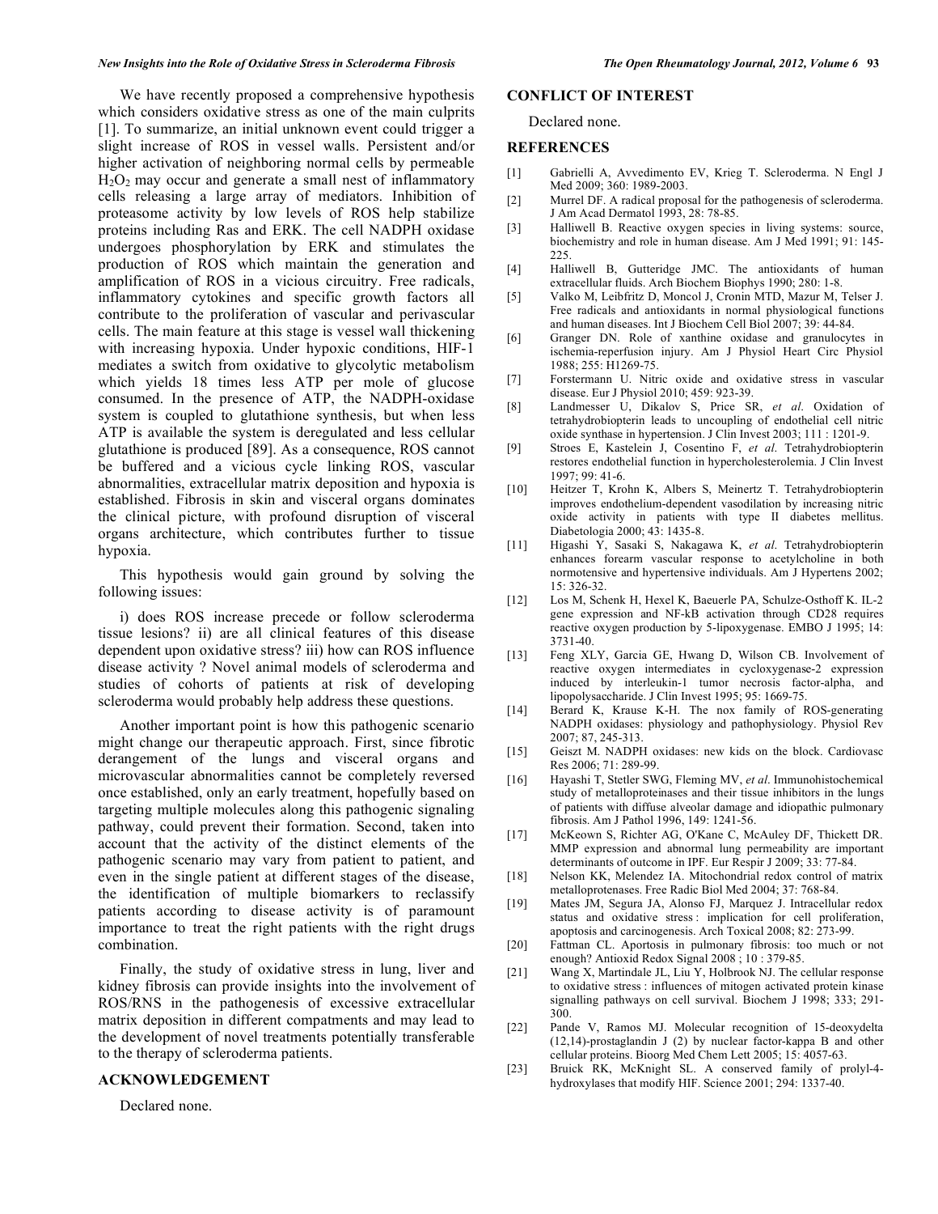We have recently proposed a comprehensive hypothesis which considers oxidative stress as one of the main culprits [1]. To summarize, an initial unknown event could trigger a slight increase of ROS in vessel walls. Persistent and/or higher activation of neighboring normal cells by permeable $H_2O_2$ may occur and generate a small nest of inflammatory cells releasing a large array of mediators. Inhibition of proteasome activity by low levels of ROS help stabilize proteins including Ras and ERK. The cell NADPH oxidase undergoes phosphorylation by ERK and stimulates the production of ROS which maintain the generation and amplification of ROS in a vicious circuitry. Free radicals, inflammatory cytokines and specific growth factors all contribute to the proliferation of vascular and perivascular cells. The main feature at this stage is vessel wall thickening with increasing hypoxia. Under hypoxic conditions, HIF-1 mediates a switch from oxidative to glycolytic metabolism which yields 18 times less ATP per mole of glucose consumed. In the presence of ATP, the NADPH-oxidase system is coupled to glutathione synthesis, but when less ATP is available the system is deregulated and less cellular glutathione is produced [89]. As a consequence, ROS cannot be buffered and a vicious cycle linking ROS, vascular abnormalities, extracellular matrix deposition and hypoxia is established. Fibrosis in skin and visceral organs dominates the clinical picture, with profound disruption of visceral organs architecture, which contributes further to tissue hypoxia.

This hypothesis would gain ground by solving the following issues:

i) does ROS increase precede or follow scleroderma tissue lesions? ii) are all clinical features of this disease dependent upon oxidative stress? iii) how can ROS influence disease activity ? Novel animal models of scleroderma and studies of cohorts of patients at risk of developing scleroderma would probably help address these questions.

Another important point is how this pathogenic scenario might change our therapeutic approach. First, since fibrotic derangement of the lungs and visceral organs and microvascular abnormalities cannot be completely reversed once established, only an early treatment, hopefully based on targeting multiple molecules along this pathogenic signaling pathway, could prevent their formation. Second, taken into account that the activity of the distinct elements of the pathogenic scenario may vary from patient to patient, and even in the single patient at different stages of the disease, the identification of multiple biomarkers to reclassify patients according to disease activity is of paramount importance to treat the right patients with the right drugs combination.

Finally, the study of oxidative stress in lung, liver and kidney fibrosis can provide insights into the involvement of ROS/RNS in the pathogenesis of excessive extracellular matrix deposition in different compatments and may lead to the development of novel treatments potentially transferable to the therapy of scleroderma patients.

## ACKNOWLEDGEMENT

Declared none.

## CONFLICT OF INTEREST

Declared none.

## REFERENCES

[1] Gabrielli A, Avvedimento EV, Krieg T. Scleroderma. N Engl J Med 2009; 360: 1989-2003.

[2] Murrel DF. A radical proposal for the pathogenesis of scleroderma. J Am Acad Dermatol 1993, 28: 78-85.

[3] Halliwell B. Reactive oxygen species in living systems: source, biochemistry and role in human disease. Am J Med 1991; 91: 145-225.

[4] Halliwell B, Gutteridge JMC. The antioxidants of human extracellular fluids. Arch Biochem Biophys 1990; 280: 1-8.

[5] Valko M, Leibfritz D, Moncol J, Cronin MTD, Mazur M, Telser J. Free radicals and antioxidants in normal physiological functions and human diseases. Int J Biochem Cell Biol 2007; 39: 44-84.

[6] Granger DN. Role of xanthine oxidase and granulocytes in ischemia-reperfusion injury. Am J Physiol Heart Circ Physiol 1988; 255: H1269-75.

[7] Forstermann U. Nitric oxide and oxidative stress in vascular disease. Eur J Physiol 2010; 459: 923-39.

[8] Landmesser U, Dikalov S, Price SR, *et al*. Oxidation of tetrahydrobiopterin leads to uncoupling of endothelial cell nitric oxide synthase in hypertension. J Clin Invest 2003; 111 : 1201-9.

[9] Stroes E, Kastelein J, Cosentino F, *et al*. Tetrahydrobiopterin restores endothelial function in hypercholesterolemia. J Clin Invest 1997; 99: 41-6.

[10] Heitzer T, Krohn K, Albers S, Meinertz T. Tetrahydrobiopterin improves endothelium-dependent vasodilation by increasing nitric oxide activity in patients with type II diabetes mellitus. Diabetologia 2000; 43: 1435-8.

[11] Higashi Y, Sasaki S, Nakagawa K, *et al*. Tetrahydrobiopterin enhances forearm vascular response to acetylcholine in both normotensive and hypertensive individuals. Am J Hypertens 2002; 15: 326-32.

[12] Los M, Schenk H, Hexel K, Baeuerle PA, Schulze-Osthoff K. IL-2 gene expression and NF-kB activation through CD28 requires reactive oxygen production by 5-lipoxygenase. EMBO J 1995; 14: 3731-40.

[13] Feng XLY, Garcia GE, Hwang D, Wilson CB. Involvement of reactive oxygen intermediates in cycloxygenase-2 expression induced by interleukin-1 tumor necrosis factor-alpha, and lipopolysaccharide. J Clin Invest 1995; 95: 1669-75.

[14] Berard K, Krause K-H. The nox family of ROS-generating NADPH oxidases: physiology and pathophysiology. Physiol Rev 2007; 87, 245-313.

[15] Geiszt M. NADPH oxidases: new kids on the block. Cardiovasc Res 2006; 71: 289-99.

[16] Hayashi T, Stetler SWG, Fleming MV, *et al*. Immunohistochemical study of metalloproteinases and their tissue inhibitors in the lungs of patients with diffuse alveolar damage and idiopathic pulmonary fibrosis. Am J Pathol 1996, 149: 1241-56.

[17] McKeown S, Richter AG, O'Kane C, McAuley DF, Thickett DR. MMP expression and abnormal lung permeability are important determinants of outcome in IPF. Eur Respir J 2009; 33: 77-84.

[18] Nelson KK, Melendez IA. Mitochondrial redox control of matrix metalloprotenases. Free Radic Biol Med 2004; 37: 768-84.

[19] Mates JM, Segura JA, Alonso FJ, Marquez J. Intracellular redox status and oxidative stress : implication for cell proliferation, apoptosis and carcinogenesis. Arch Toxical 2008; 82: 273-99.

[20] Fattman CL. Aportosis in pulmonary fibrosis: too much or not enough? Antioxid Redox Signal 2008 ; 10 : 379-85.

[21] Wang X, Martindale JL, Liu Y, Holbrook NJ. The cellular response to oxidative stress : influences of mitogen activated protein kinase signalling pathways on cell survival. Biochem J 1998; 333; 291-300.

[22] Pande V, Ramos MJ. Molecular recognition of 15-deoxydelta (12,14)-prostaglandin J (2) by nuclear factor-kappa B and other cellular proteins. Bioorg Med Chem Lett 2005; 15: 4057-63.

[23] Bruick RK, McKnight SL. A conserved family of prolyl-4-hydroxylases that modify HIF. Science 2001; 294: 1337-40.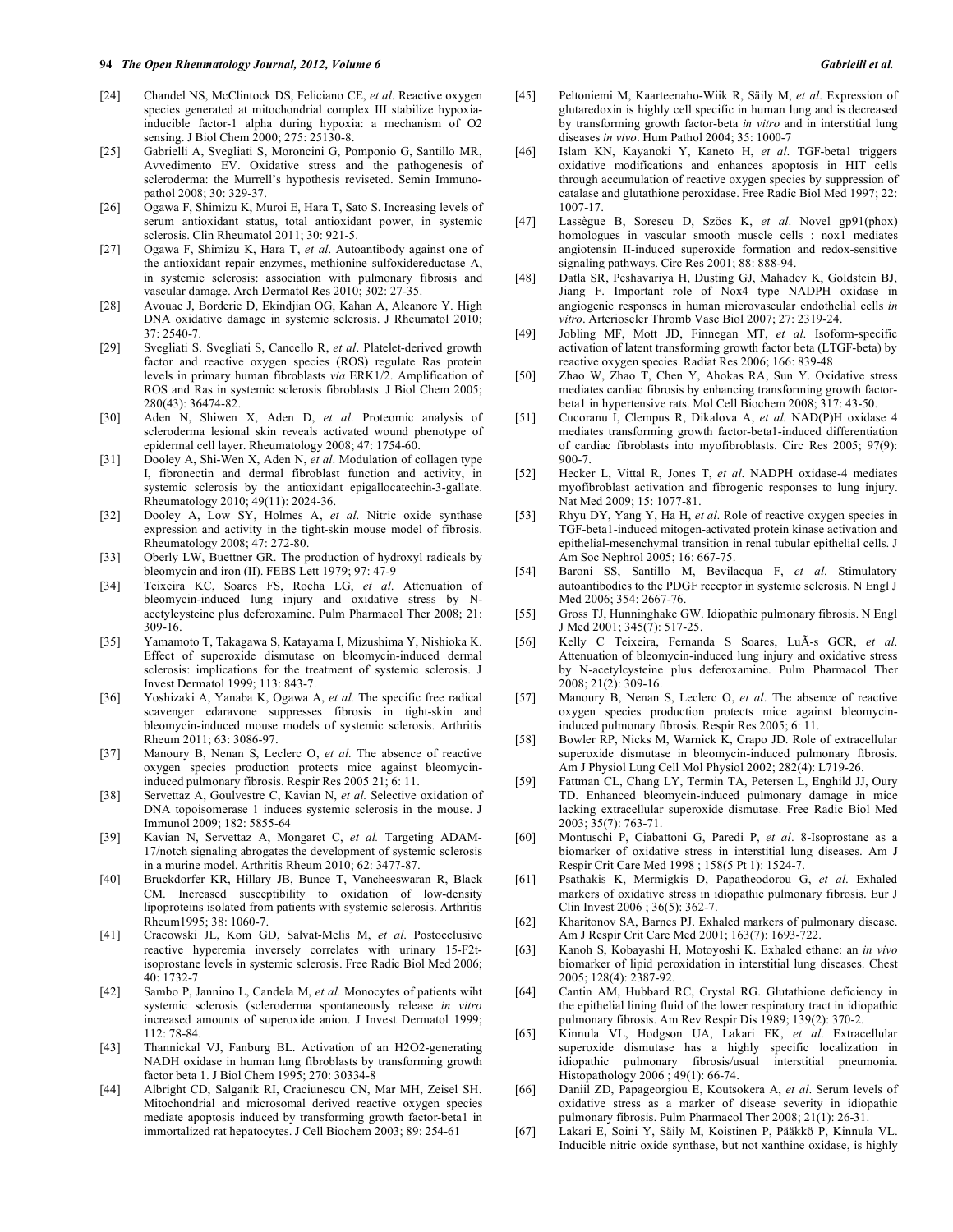[24] Chandel NS, McClintock DS, Feliciano CE, *et al*. Reactive oxygen species generated at mitochondrial complex III stabilize hypoxia-inducible factor-1 alpha during hypoxia: a mechanism of O2 sensing. J Biol Chem 2000; 275: 25130-8.

[25] Gabrielli A, Svegliati S, Moroncini G, Pomponio G, Santillo MR, Avvedimento EV. Oxidative stress and the pathogenesis of scleroderma: the Murrell's hypothesis reviseted. Semin Immunopathol 2008; 30: 329-37.

[26] Ogawa F, Shimizu K, Muroi E, Hara T, Sato S. Increasing levels of serum antioxidant status, total antioxidant power, in systemic sclerosis. Clin Rheumatol 2011; 30: 921-5.

[27] Ogawa F, Shimizu K, Hara T, *et al*. Autoantibody against one of the antioxidant repair enzymes, methionine sulfoxidereductase A, in systemic sclerosis: association with pulmonary fibrosis and vascular damage. Arch Dermatol Res 2010; 302: 27-35.

[28] Avouac J, Borderie D, Ekindjian OG, Kahan A, Aleanore Y. High DNA oxidative damage in systemic sclerosis. J Rheumatol 2010; 37: 2540-7.

[29] Svegliati S. Svegliati S, Cancello R, *et al*. Platelet-derived growth factor and reactive oxygen species (ROS) regulate Ras protein levels in primary human fibroblasts *via* ERK1/2. Amplification of ROS and Ras in systemic sclerosis fibroblasts. J Biol Chem 2005; 280(43): 36474-82.

[30] Aden N, Shiwen X, Aden D, *et al*. Proteomic analysis of scleroderma lesional skin reveals activated wound phenotype of epidermal cell layer. Rheumatology 2008; 47: 1754-60.

[31] Dooley A, Shi-Wen X, Aden N, *et al*. Modulation of collagen type I, fibronectin and dermal fibroblast function and activity, in systemic sclerosis by the antioxidant epigallocatechin-3-gallate. Rheumatology 2010; 49(11): 2024-36.

[32] Dooley A, Low SY, Holmes A, *et al.* Nitric oxide synthase expression and activity in the tight-skin mouse model of fibrosis. Rheumatology 2008; 47: 272-80.

[33] Oberly LW, Buettner GR. The production of hydroxyl radicals by bleomycin and iron (II). FEBS Lett 1979; 97: 47-9

[34] Teixeira KC, Soares FS, Rocha LG, *et al.* Attenuation of bleomycin-induced lung injury and oxidative stress by N-acetylcysteine plus deferoxamine. Pulm Pharmacol Ther 2008; 21: 309-16.

[35] Yamamoto T, Takagawa S, Katayama I, Mizushima Y, Nishioka K. Effect of superoxide dismutase on bleomycin-induced dermal sclerosis: implications for the treatment of systemic sclerosis. J Invest Dermatol 1999; 113: 843-7.

[36] Yoshizaki A, Yanaba K, Ogawa A, *et al.* The specific free radical scavenger edaravone suppresses fibrosis in tight-skin and bleomycin-induced mouse models of systemic sclerosis. Arthritis Rheum 2011; 63: 3086-97.

[37] Manoury B, Nenan S, Leclerc O, *et al.* The absence of reactive oxygen species production protects mice against bleomycin-induced pulmonary fibrosis. Respir Res 2005 21; 6: 11.

[38] Servettaz A, Goulvestre C, Kavian N, *et al.* Selective oxidation of DNA topoisomerase 1 induces systemic sclerosis in the mouse. J Immunol 2009; 182: 5855-64

[39] Kavian N, Servettaz A, Mongaret C, *et al.* Targeting ADAM-17/notch signaling abrogates the development of systemic sclerosis in a murine model. Arthritis Rheum 2010; 62: 3477-87.

[40] Bruckdorfer KR, Hillary JB, Bunce T, Vancheeswaran R, Black CM. Increased susceptibility to oxidation of low-density lipoproteins isolated from patients with systemic sclerosis. Arthritis Rheum1995; 38: 1060-7.

[41] Cracowski JL, Kom GD, Salvat-Melis M, *et al*. Postocclusive reactive hyperemia inversely correlates with urinary 15-F2t-isoprostane levels in systemic sclerosis. Free Radic Biol Med 2006; 40: 1732-7

[42] Sambo P, Jannino L, Candela M, *et al.* Monocytes of patients wiht systemic sclerosis (scleroderma spontaneously release *in vitro* increased amounts of superoxide anion. J Invest Dermatol 1999; 112: 78-84.

[43] Thannickal VJ, Fanburg BL. Activation of an H2O2-generating NADH oxidase in human lung fibroblasts by transforming growth factor beta 1. J Biol Chem 1995; 270: 30334-8

[44] Albright CD, Salganik RI, Craciunescu CN, Mar MH, Zeisel SH. Mitochondrial and microsomal derived reactive oxygen species mediate apoptosis induced by transforming growth factor-beta1 in immortalized rat hepatocytes. J Cell Biochem 2003; 89: 254-61

[45] Peltoniemi M, Kaarteenaho-Wiik R, Säily M, *et al*. Expression of glutaredoxin is highly cell specific in human lung and is decreased by transforming growth factor-beta *in vitro* and in interstitial lung diseases *in vivo*. Hum Pathol 2004; 35: 1000-7

[46] Islam KN, Kayanoki Y, Kaneto H, *et al*. TGF-beta1 triggers oxidative modifications and enhances apoptosis in HIT cells through accumulation of reactive oxygen species by suppression of catalase and glutathione peroxidase. Free Radic Biol Med 1997; 22: 1007-17.

[47] Lassègue B, Sorescu D, Szöcs K, *et al*. Novel gp91(phox) homologues in vascular smooth muscle cells : nox1 mediates angiotensin II-induced superoxide formation and redox-sensitive signaling pathways. Circ Res 2001; 88: 888-94.

[48] Datla SR, Peshavariya H, Dusting GJ, Mahadev K, Goldstein BJ, Jiang F. Important role of Nox4 type NADPH oxidase in angiogenic responses in human microvascular endothelial cells *in vitro*. Arterioscler Thromb Vasc Biol 2007; 27: 2319-24.

[49] Jobling MF, Mott JD, Finnegan MT, *et al*. Isoform-specific activation of latent transforming growth factor beta (LTGF-beta) by reactive oxygen species. Radiat Res 2006; 166: 839-48

[50] Zhao W, Zhao T, Chen Y, Ahokas RA, Sun Y. Oxidative stress mediates cardiac fibrosis by enhancing transforming growth factor-beta1 in hypertensive rats. Mol Cell Biochem 2008; 317: 43-50.

[51] Cucoranu I, Clempus R, Dikalova A, *et al.* NAD(P)H oxidase 4 mediates transforming growth factor-beta1-induced differentiation of cardiac fibroblasts into myofibroblasts. Circ Res 2005; 97(9): 900-7.

[52] Hecker L, Vittal R, Jones T, *et al*. NADPH oxidase-4 mediates myofibroblast activation and fibrogenic responses to lung injury. Nat Med 2009; 15: 1077-81.

[53] Rhyu DY, Yang Y, Ha H, *et al*. Role of reactive oxygen species in TGF-beta1-induced mitogen-activated protein kinase activation and epithelial-mesenchymal transition in renal tubular epithelial cells. J Am Soc Nephrol 2005; 16: 667-75.

[54] Baroni SS, Santillo M, Bevilacqua F, *et al*. Stimulatory autoantibodies to the PDGF receptor in systemic sclerosis. N Engl J Med 2006; 354: 2667-76.

[55] Gross TJ, Hunninghake GW. Idiopathic pulmonary fibrosis. N Engl J Med 2001; 345(7): 517-25.

[56] Kelly C Teixeira, Fernanda S Soares, LuÃ-s GCR, *et al*. Attenuation of bleomycin-induced lung injury and oxidative stress by N-acetylcysteine plus deferoxamine. Pulm Pharmacol Ther 2008; 21(2): 309-16.

[57] Manoury B, Nenan S, Leclerc O, *et al*. The absence of reactive oxygen species production protects mice against bleomycin-induced pulmonary fibrosis. Respir Res 2005; 6: 11.

[58] Bowler RP, Nicks M, Warnick K, Crapo JD. Role of extracellular superoxide dismutase in bleomycin-induced pulmonary fibrosis. Am J Physiol Lung Cell Mol Physiol 2002; 282(4): L719-26.

[59] Fattman CL, Chang LY, Termin TA, Petersen L, Enghild JJ, Oury TD. Enhanced bleomycin-induced pulmonary damage in mice lacking extracellular superoxide dismutase. Free Radic Biol Med 2003; 35(7): 763-71.

[60] Montuschi P, Ciabattoni G, Paredi P, *et al*. 8-Isoprostane as a biomarker of oxidative stress in interstitial lung diseases. Am J Respir Crit Care Med 1998 ; 158(5 Pt 1): 1524-7.

[61] Psathakis K, Mermigkis D, Papatheodorou G, *et al*. Exhaled markers of oxidative stress in idiopathic pulmonary fibrosis. Eur J Clin Invest 2006 ; 36(5): 362-7.

[62] Kharitonov SA, Barnes PJ. Exhaled markers of pulmonary disease. Am J Respir Crit Care Med 2001; 163(7): 1693-722.

[63] Kanoh S, Kobayashi H, Motoyoshi K. Exhaled ethane: an *in vivo* biomarker of lipid peroxidation in interstitial lung diseases. Chest 2005; 128(4): 2387-92.

[64] Cantin AM, Hubbard RC, Crystal RG. Glutathione deficiency in the epithelial lining fluid of the lower respiratory tract in idiopathic pulmonary fibrosis. Am Rev Respir Dis 1989; 139(2): 370-2.

[65] Kinnula VL, Hodgson UA, Lakari EK, *et al*. Extracellular superoxide dismutase has a highly specific localization in idiopathic pulmonary fibrosis/usual interstitial pneumonia. Histopathology 2006 ; 49(1): 66-74.

[66] Daniil ZD, Papageorgiou E, Koutsokera A, *et al*. Serum levels of oxidative stress as a marker of disease severity in idiopathic pulmonary fibrosis. Pulm Pharmacol Ther 2008; 21(1): 26-31.

[67] Lakari E, Soini Y, Säily M, Koistinen P, Pääkkö P, Kinnula VL. Inducible nitric oxide synthase, but not xanthine oxidase, is highly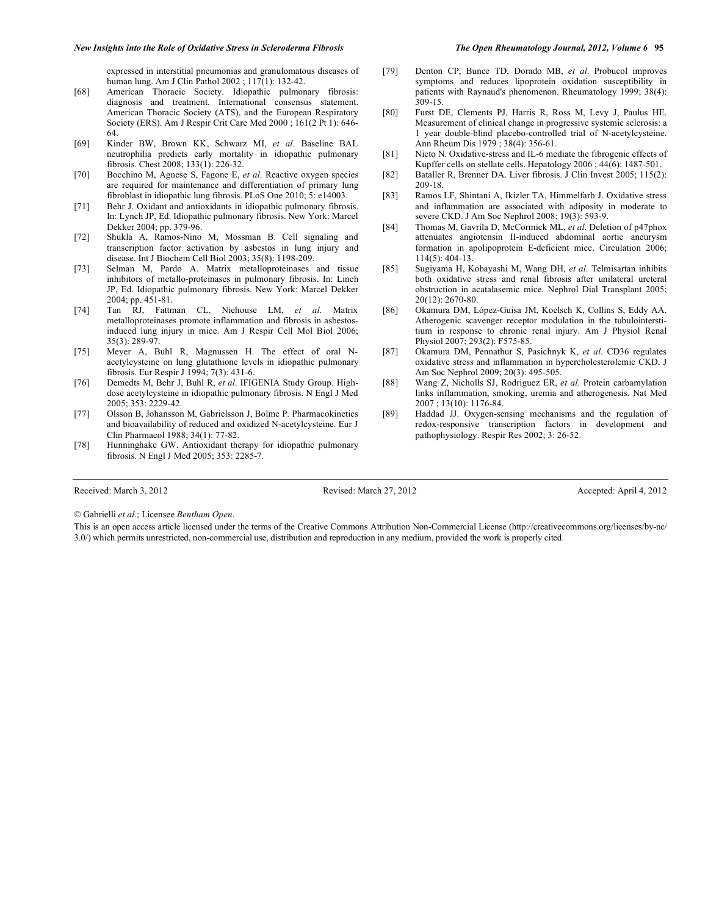expressed in interstitial pneumonias and granulomatous diseases of human lung. Am J Clin Pathol 2002 ; 117(1): 132-42.

[68] American Thoracic Society. Idiopathic pulmonary fibrosis: diagnosis and treatment. International consensus statement. American Thoracic Society (ATS), and the European Respiratory Society (ERS). Am J Respir Crit Care Med 2000 ; 161(2 Pt 1): 646-64.

[69] Kinder BW, Brown KK, Schwarz MI, *et al*. Baseline BAL neutrophilia predicts early mortality in idiopathic pulmonary fibrosis. Chest 2008; 133(1): 226-32.

[70] Bocchino M, Agnese S, Fagone E, *et al*. Reactive oxygen species are required for maintenance and differentiation of primary lung fibroblast in idiopathic lung fibrosis. PLoS One 2010; 5: e14003.

[71] Behr J. Oxidant and antioxidants in idiopathic pulmonary fibrosis. In: Lynch JP, Ed. Idiopathic pulmonary fibrosis. New York: Marcel Dekker 2004; pp. 379-96.

[72] Shukla A, Ramos-Nino M, Mossman B. Cell signaling and transcription factor activation by asbestos in lung injury and disease. Int J Biochem Cell Biol 2003; 35(8): 1198-209.

[73] Selman M, Pardo A. Matrix metalloproteinases and tissue inhibitors of metallo-proteinases in pulmonary fibrosis. In: Linch JP, Ed. Idiopathic pulmonary fibrosis. New York: Marcel Dekker 2004; pp. 451-81.

[74] Tan RJ, Fattman CL, Niehouse LM, *et al*. Matrix metalloproteinases promote inflammation and fibrosis in asbestos-induced lung injury in mice. Am J Respir Cell Mol Biol 2006; 35(3): 289-97.

[75] Meyer A, Buhl R, Magnussen H. The effect of oral N-acetylcysteine on lung glutathione levels in idiopathic pulmonary fibrosis. Eur Respir J 1994; 7(3): 431-6.

[76] Demedts M, Behr J, Buhl R, *et al*. IFIGENIA Study Group. High-dose acetylcysteine in idiopathic pulmonary fibrosis. N Engl J Med 2005; 353: 2229-42.

[77] Olsson B, Johansson M, Gabrielsson J, Bolme P. Pharmacokinetics and bioavailability of reduced and oxidized N-acetylcysteine. Eur J Clin Pharmacol 1988; 34(1): 77-82.

[78] Hunninghake GW. Antioxidant therapy for idiopathic pulmonary fibrosis. N Engl J Med 2005; 353: 2285-7.

[79] Denton CP, Bunce TD, Dorado MB, *et al*. Probucol improves symptoms and reduces lipoprotein oxidation susceptibility in patients with Raynaud's phenomenon. Rheumatology 1999; 38(4): 309-15.

[80] Furst DE, Clements PJ, Harris R, Ross M, Levy J, Paulus HE. Measurement of clinical change in progressive systemic sclerosis: a 1 year double-blind placebo-controlled trial of N-acetylcysteine. Ann Rheum Dis 1979 ; 38(4): 356-61.

[81] Nieto N. Oxidative-stress and IL-6 mediate the fibrogenic effects of Kupffer cells on stellate cells. Hepatology 2006 ; 44(6): 1487-501.

[82] Bataller R, Brenner DA. Liver fibrosis. J Clin Invest 2005; 115(2): 209-18.

[83] Ramos LF, Shintani A, Ikizler TA, Himmelfarb J. Oxidative stress and inflammation are associated with adiposity in moderate to severe CKD. J Am Soc Nephrol 2008; 19(3): 593-9.

[84] Thomas M, Gavrila D, McCormick ML, *et al.* Deletion of p47phox attenuates angiotensin II-induced abdominal aortic aneurysm formation in apolipoprotein E-deficient mice. Circulation 2006; 114(5): 404-13.

[85] Sugiyama H, Kobayashi M, Wang DH, *et al*. Telmisartan inhibits both oxidative stress and renal fibrosis after unilateral ureteral obstruction in acatalasemic mice. Nephrol Dial Transplant 2005; 20(12): 2670-80.

[86] Okamura DM, López-Guisa JM, Koelsch K, Collins S, Eddy AA. Atherogenic scavenger receptor modulation in the tubulointerstitium in response to chronic renal injury. Am J Physiol Renal Physiol 2007; 293(2): F575-85.

[87] Okamura DM, Pennathur S, Pasichnyk K, *et al*. CD36 regulates oxidative stress and inflammation in hypercholesterolemic CKD. J Am Soc Nephrol 2009; 20(3): 495-505.

[88] Wang Z, Nicholls SJ, Rodriguez ER, *et al*. Protein carbamylation links inflammation, smoking, uremia and atherogenesis. Nat Med 2007 ; 13(10): 1176-84.

[89] Haddad JJ. Oxygen-sensing mechanisms and the regulation of redox-responsive transcription factors in development and pathophysiology. Respir Res 2002; 3: 26-52.

Received: March 3, 2012 Revised: March 27, 2012 Accepted: April 4, 2012

© Gabrielli *et al.*; Licensee *Bentham Open*.

This is an open access article licensed under the terms of the Creative Commons Attribution Non-Commercial License (http://creativecommons.org/licenses/by-nc/3.0/) which permits unrestricted, non-commercial use, distribution and reproduction in any medium, provided the work is properly cited.